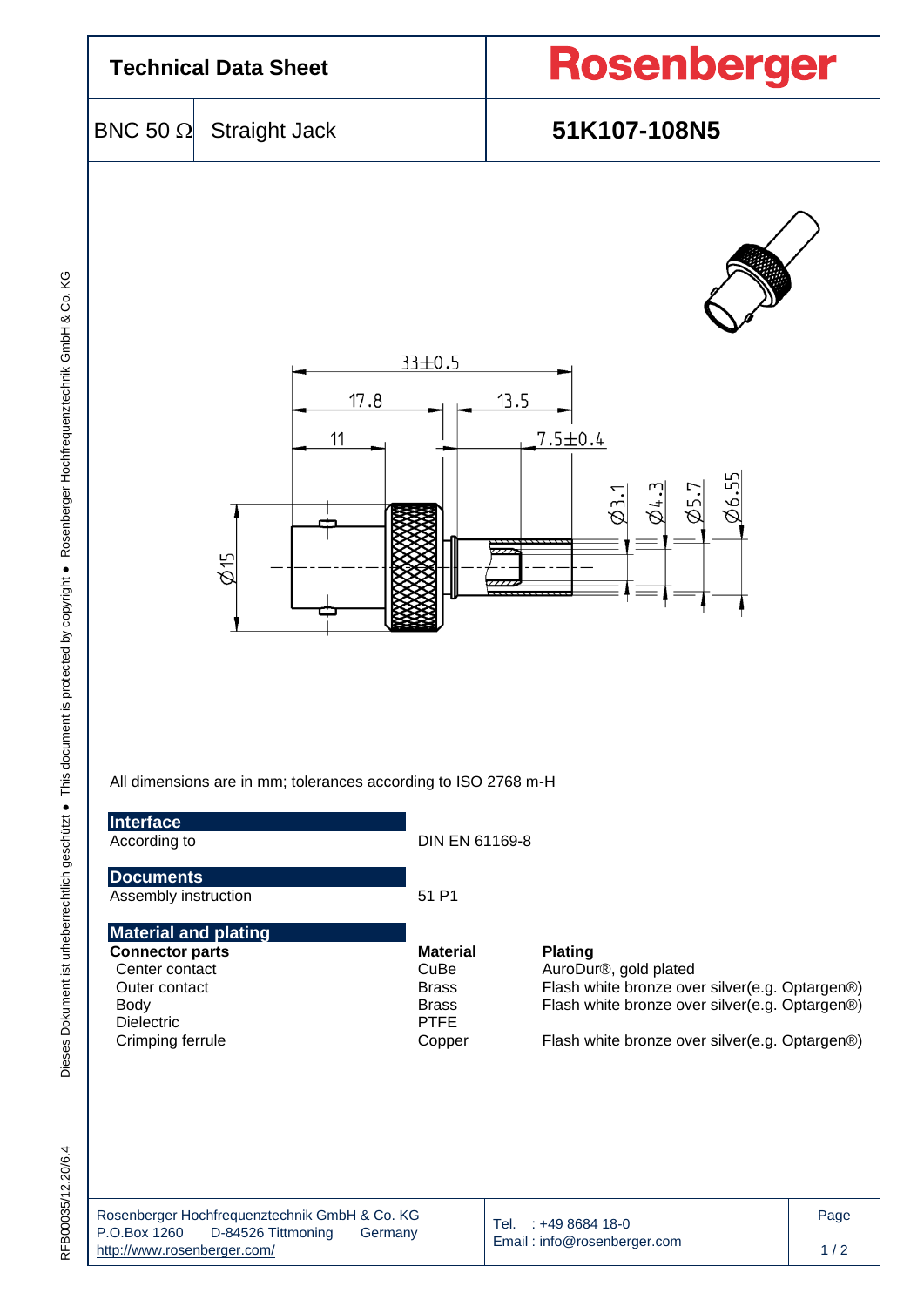# Technical Data Sheet

**Rosenberger**

| BNC 50 Ω | Straight Jack | **51K107-108N5** |
|---|---|---|

All dimensions are in mm; tolerances according to ISO 2768 m-H

## Interface

| | |
|---|---|
| According to | DIN EN 61169-8 |

## Documents

| | |
|---|---|
| Assembly instruction | 51 P1 |

## Material and plating

| Connector parts | Material | Plating |
|---|---|---|
| Center contact | CuBe | AuroDur®, gold plated |
| Outer contact | Brass | Flash white bronze over silver(e.g. Optargen®) |
| Body | Brass | Flash white bronze over silver(e.g. Optargen®) |
| Dielectric | PTFE | |
| Crimping ferrule | Copper | Flash white bronze over silver(e.g. Optargen®) |

Rosenberger Hochfrequenztechnik GmbH & Co. KG
P.O.Box 1260 D-84526 Tittmoning Germany
http://www.rosenberger.com/

Tel. : +49 8684 18-0
Email : info@rosenberger.com

RFB00035/12.20/6.4

Dieses Dokument ist urheberrechtlich geschützt ● This document is protected by copyright ● Rosenberger Hochfrequenztechnik GmbH & Co. KG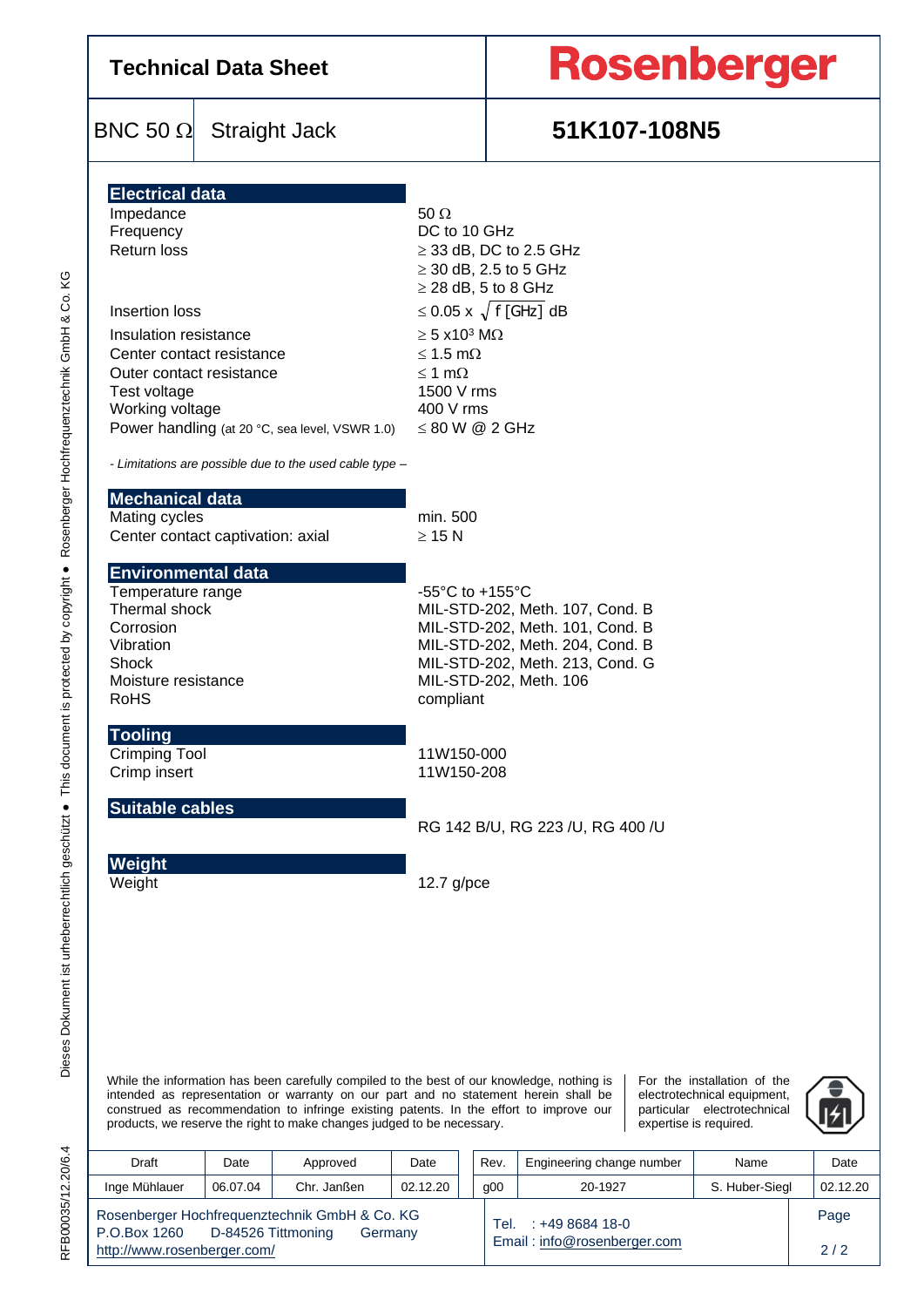# Technical Data Sheet

**Rosenberger**

BNC 50 Ω Straight Jack

**51K107-108N5**

## Electrical data

| | |
|---|---|
| Impedance | 50 Ω |
| Frequency | DC to 10 GHz |
| Return loss | ≥ 33 dB, DC to 2.5 GHz |
| | ≥ 30 dB, 2.5 to 5 GHz |
| | ≥ 28 dB, 5 to 8 GHz |
| Insertion loss | $\leq 0.05 \times \sqrt{f\,[\text{GHz}]}$ dB |
| Insulation resistance | ≥ 5 x10³ MΩ |
| Center contact resistance | ≤ 1.5 mΩ |
| Outer contact resistance | ≤ 1 mΩ |
| Test voltage | 1500 V rms |
| Working voltage | 400 V rms |
| Power handling (at 20 °C, sea level, VSWR 1.0) | ≤ 80 W @ 2 GHz |

*- Limitations are possible due to the used cable type –*

## Mechanical data

| | |
|---|---|
| Mating cycles | min. 500 |
| Center contact captivation: axial | ≥ 15 N |

## Environmental data

| | |
|---|---|
| Temperature range | -55°C to +155°C |
| Thermal shock | MIL-STD-202, Meth. 107, Cond. B |
| Corrosion | MIL-STD-202, Meth. 101, Cond. B |
| Vibration | MIL-STD-202, Meth. 204, Cond. B |
| Shock | MIL-STD-202, Meth. 213, Cond. G |
| Moisture resistance | MIL-STD-202, Meth. 106 |
| RoHS | compliant |

## Tooling

| | |
|---|---|
| Crimping Tool | 11W150-000 |
| Crimp insert | 11W150-208 |

## Suitable cables

RG 142 B/U, RG 223 /U, RG 400 /U

## Weight

| | |
|---|---|
| Weight | 12.7 g/pce |

While the information has been carefully compiled to the best of our knowledge, nothing is intended as representation or warranty on our part and no statement herein shall be construed as recommendation to infringe existing patents. In the effort to improve our products, we reserve the right to make changes judged to be necessary.

For the installation of the electrotechnical equipment, particular electrotechnical expertise is required.

| Draft | Date | Approved | Date | Rev. | Engineering change number | Name | Date |
|---|---|---|---|---|---|---|---|
| Inge Mühlauer | 06.07.04 | Chr. Janßen | 02.12.20 | g00 | 20-1927 | S. Huber-Siegl | 02.12.20 |

Rosenberger Hochfrequenztechnik GmbH & Co. KG
P.O.Box 1260 D-84526 Tittmoning Germany
http://www.rosenberger.com/

Tel. : +49 8684 18-0
Email : info@rosenberger.com

RFB00035/12.20/6.4

Dieses Dokument ist urheberrechtlich geschützt • This document is protected by copyright • Rosenberger Hochfrequenztechnik GmbH & Co. KG